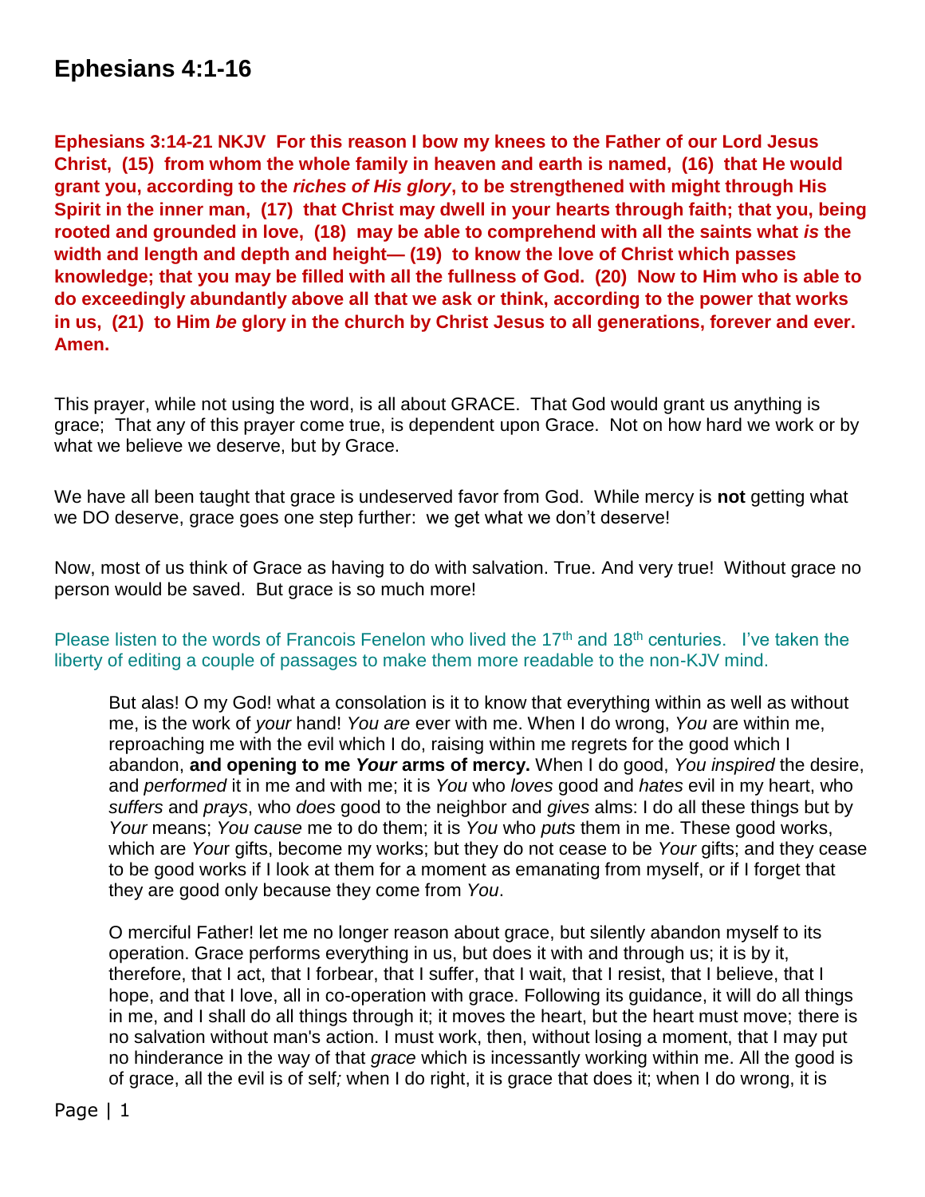# Ephesians 4:1-16

**Ephesians 3:14-21 NKJV For this reason I bow my knees to the Father of our Lord Jesus Christ, (15) from whom the whole family in heaven and earth is named, (16) that He would grant you, according to the *riches of His glory*, to be strengthened with might through His Spirit in the inner man, (17) that Christ may dwell in your hearts through faith; that you, being rooted and grounded in love, (18) may be able to comprehend with all the saints what *is* the width and length and depth and height— (19) to know the love of Christ which passes knowledge; that you may be filled with all the fullness of God. (20) Now to Him who is able to do exceedingly abundantly above all that we ask or think, according to the power that works in us, (21) to Him *be* glory in the church by Christ Jesus to all generations, forever and ever. Amen.**

This prayer, while not using the word, is all about GRACE. That God would grant us anything is grace; That any of this prayer come true, is dependent upon Grace. Not on how hard we work or by what we believe we deserve, but by Grace.

We have all been taught that grace is undeserved favor from God. While mercy is **not** getting what we DO deserve, grace goes one step further: we get what we don't deserve!

Now, most of us think of Grace as having to do with salvation. True. And very true! Without grace no person would be saved. But grace is so much more!

Please listen to the words of Francois Fenelon who lived the 17th and 18th centuries. I've taken the liberty of editing a couple of passages to make them more readable to the non-KJV mind.

> But alas! O my God! what a consolation is it to know that everything within as well as without me, is the work of *your* hand! *You are* ever with me. When I do wrong, *You* are within me, reproaching me with the evil which I do, raising within me regrets for the good which I abandon, **and opening to me *Your* arms of mercy.** When I do good, *You inspired* the desire, and *performed* it in me and with me; it is *You* who *loves* good and *hates* evil in my heart, who *suffers* and *prays*, who *does* good to the neighbor and *gives* alms: I do all these things but by *Your* means; *You cause* me to do them; it is *You* who *puts* them in me. These good works, which are *Your* gifts, become my works; but they do not cease to be *Your* gifts; and they cease to be good works if I look at them for a moment as emanating from myself, or if I forget that they are good only because they come from *You*.
>
> O merciful Father! let me no longer reason about grace, but silently abandon myself to its operation. Grace performs everything in us, but does it with and through us; it is by it, therefore, that I act, that I forbear, that I suffer, that I wait, that I resist, that I believe, that I hope, and that I love, all in co-operation with grace. Following its guidance, it will do all things in me, and I shall do all things through it; it moves the heart, but the heart must move; there is no salvation without man's action. I must work, then, without losing a moment, that I may put no hinderance in the way of that *grace* which is incessantly working within me. All the good is of grace, all the evil is of self*;* when I do right, it is grace that does it; when I do wrong, it is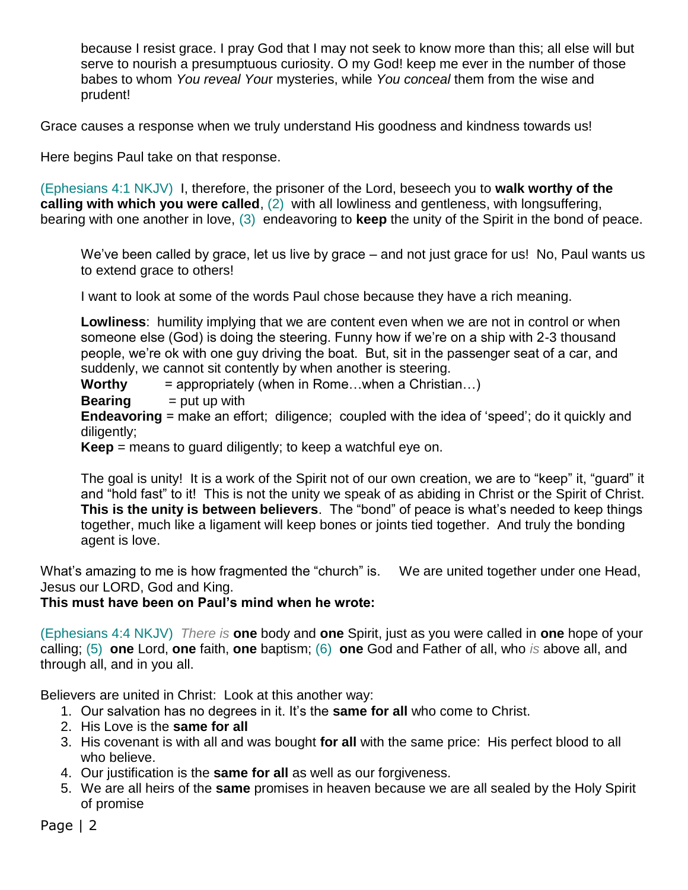because I resist grace. I pray God that I may not seek to know more than this; all else will but serve to nourish a presumptuous curiosity. O my God! keep me ever in the number of those babes to whom *You reveal You*r mysteries, while *You conceal* them from the wise and prudent!

Grace causes a response when we truly understand His goodness and kindness towards us!

Here begins Paul take on that response.

(Ephesians 4:1 NKJV) I, therefore, the prisoner of the Lord, beseech you to **walk worthy of the calling with which you were called**, (2) with all lowliness and gentleness, with longsuffering, bearing with one another in love, (3) endeavoring to **keep** the unity of the Spirit in the bond of peace.

We've been called by grace, let us live by grace – and not just grace for us! No, Paul wants us to extend grace to others!

I want to look at some of the words Paul chose because they have a rich meaning.

**Lowliness**: humility implying that we are content even when we are not in control or when someone else (God) is doing the steering. Funny how if we're on a ship with 2-3 thousand people, we're ok with one guy driving the boat. But, sit in the passenger seat of a car, and suddenly, we cannot sit contently by when another is steering.
**Worthy** = appropriately (when in Rome…when a Christian…)
**Bearing** = put up with
**Endeavoring** = make an effort; diligence; coupled with the idea of 'speed'; do it quickly and diligently;
**Keep** = means to guard diligently; to keep a watchful eye on.

The goal is unity! It is a work of the Spirit not of our own creation, we are to "keep" it, "guard" it and "hold fast" to it! This is not the unity we speak of as abiding in Christ or the Spirit of Christ. **This is the unity is between believers**. The "bond" of peace is what's needed to keep things together, much like a ligament will keep bones or joints tied together. And truly the bonding agent is love.

What's amazing to me is how fragmented the "church" is. We are united together under one Head, Jesus our LORD, God and King.
**This must have been on Paul's mind when he wrote:**

(Ephesians 4:4 NKJV) *There is* **one** body and **one** Spirit, just as you were called in **one** hope of your calling; (5) **one** Lord, **one** faith, **one** baptism; (6) **one** God and Father of all, who *is* above all, and through all, and in you all.

Believers are united in Christ: Look at this another way:

1. Our salvation has no degrees in it. It's the **same for all** who come to Christ.
2. His Love is the **same for all**
3. His covenant is with all and was bought **for all** with the same price: His perfect blood to all who believe.
4. Our justification is the **same for all** as well as our forgiveness.
5. We are all heirs of the **same** promises in heaven because we are all sealed by the Holy Spirit of promise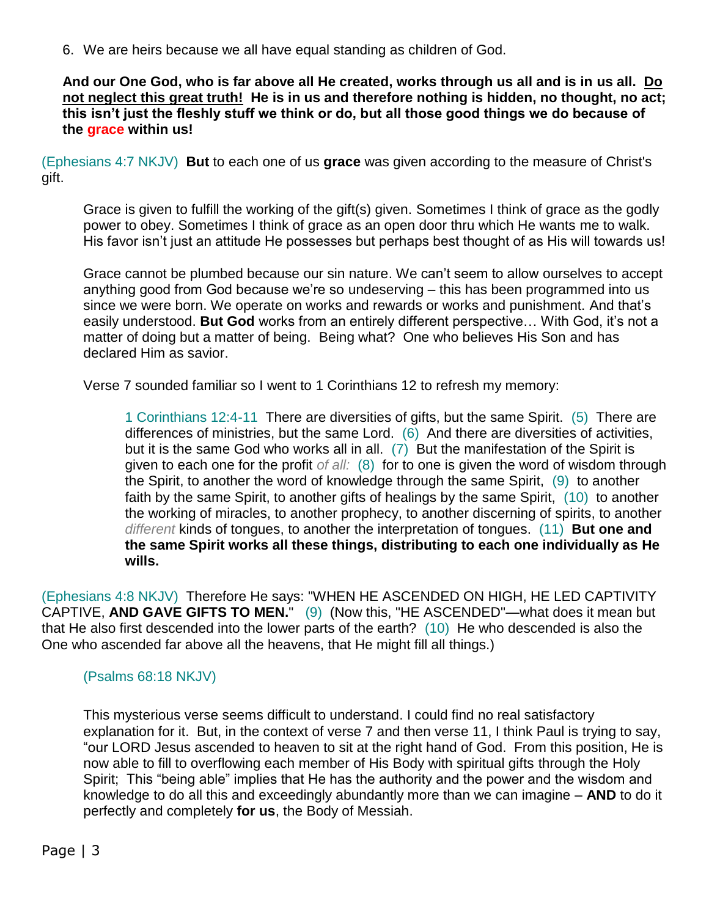6. We are heirs because we all have equal standing as children of God.

**And our One God, who is far above all He created, works through us all and is in us all. Do not neglect this great truth! He is in us and therefore nothing is hidden, no thought, no act; this isn't just the fleshly stuff we think or do, but all those good things we do because of the grace within us!**

(Ephesians 4:7 NKJV) **But** to each one of us **grace** was given according to the measure of Christ's gift.

> Grace is given to fulfill the working of the gift(s) given. Sometimes I think of grace as the godly power to obey. Sometimes I think of grace as an open door thru which He wants me to walk. His favor isn't just an attitude He possesses but perhaps best thought of as His will towards us!
>
> Grace cannot be plumbed because our sin nature. We can't seem to allow ourselves to accept anything good from God because we're so undeserving – this has been programmed into us since we were born. We operate on works and rewards or works and punishment. And that's easily understood. **But God** works from an entirely different perspective… With God, it's not a matter of doing but a matter of being. Being what? One who believes His Son and has declared Him as savior.
>
> Verse 7 sounded familiar so I went to 1 Corinthians 12 to refresh my memory:
>
>> 1 Corinthians 12:4-11 There are diversities of gifts, but the same Spirit. (5) There are differences of ministries, but the same Lord. (6) And there are diversities of activities, but it is the same God who works all in all. (7) But the manifestation of the Spirit is given to each one for the profit *of all:* (8) for to one is given the word of wisdom through the Spirit, to another the word of knowledge through the same Spirit, (9) to another faith by the same Spirit, to another gifts of healings by the same Spirit, (10) to another the working of miracles, to another prophecy, to another discerning of spirits, to another *different* kinds of tongues, to another the interpretation of tongues. (11) **But one and the same Spirit works all these things, distributing to each one individually as He wills.**

(Ephesians 4:8 NKJV) Therefore He says: "WHEN HE ASCENDED ON HIGH, HE LED CAPTIVITY CAPTIVE, **AND GAVE GIFTS TO MEN.**" (9) (Now this, "HE ASCENDED"—what does it mean but that He also first descended into the lower parts of the earth? (10) He who descended is also the One who ascended far above all the heavens, that He might fill all things.)

> (Psalms 68:18 NKJV)
>
> This mysterious verse seems difficult to understand. I could find no real satisfactory explanation for it. But, in the context of verse 7 and then verse 11, I think Paul is trying to say, "our LORD Jesus ascended to heaven to sit at the right hand of God. From this position, He is now able to fill to overflowing each member of His Body with spiritual gifts through the Holy Spirit; This "being able" implies that He has the authority and the power and the wisdom and knowledge to do all this and exceedingly abundantly more than we can imagine – **AND** to do it perfectly and completely **for us**, the Body of Messiah.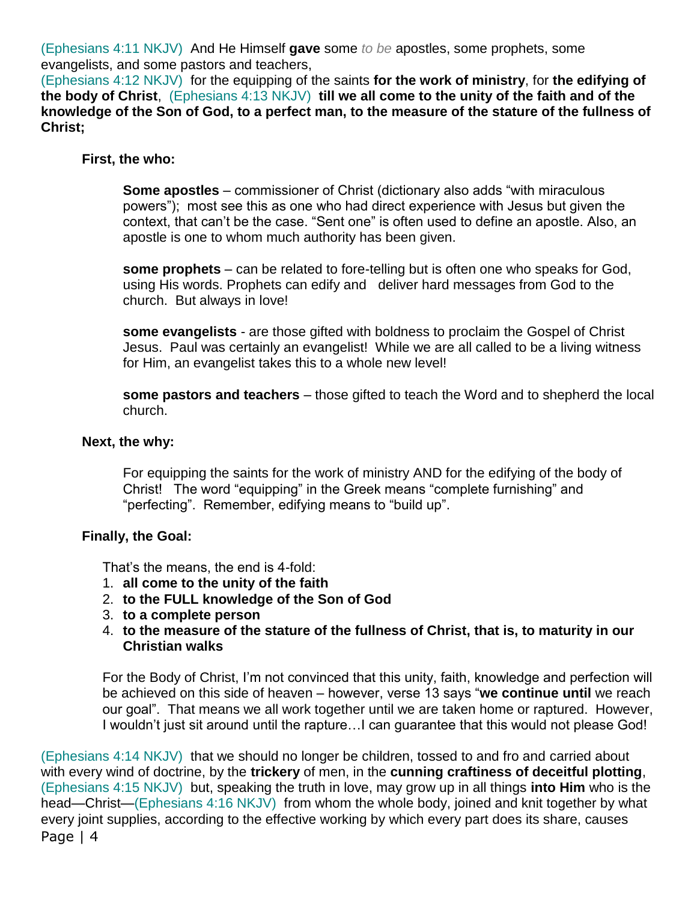(Ephesians 4:11 NKJV) And He Himself **gave** some *to be* apostles, some prophets, some evangelists, and some pastors and teachers,
(Ephesians 4:12 NKJV) for the equipping of the saints **for the work of ministry**, for **the edifying of the body of Christ**, (Ephesians 4:13 NKJV) **till we all come to the unity of the faith and of the knowledge of the Son of God, to a perfect man, to the measure of the stature of the fullness of Christ;**

**First, the who:**

**Some apostles** – commissioner of Christ (dictionary also adds "with miraculous powers"); most see this as one who had direct experience with Jesus but given the context, that can't be the case. "Sent one" is often used to define an apostle. Also, an apostle is one to whom much authority has been given.

**some prophets** – can be related to fore-telling but is often one who speaks for God, using His words. Prophets can edify and deliver hard messages from God to the church. But always in love!

**some evangelists** - are those gifted with boldness to proclaim the Gospel of Christ Jesus. Paul was certainly an evangelist! While we are all called to be a living witness for Him, an evangelist takes this to a whole new level!

**some pastors and teachers** – those gifted to teach the Word and to shepherd the local church.

**Next, the why:**

For equipping the saints for the work of ministry AND for the edifying of the body of Christ! The word "equipping" in the Greek means "complete furnishing" and "perfecting". Remember, edifying means to "build up".

**Finally, the Goal:**

That's the means, the end is 4-fold:

1. **all come to the unity of the faith**
2. **to the FULL knowledge of the Son of God**
3. **to a complete person**
4. **to the measure of the stature of the fullness of Christ, that is, to maturity in our Christian walks**

For the Body of Christ, I'm not convinced that this unity, faith, knowledge and perfection will be achieved on this side of heaven – however, verse 13 says "**we continue until** we reach our goal". That means we all work together until we are taken home or raptured. However, I wouldn't just sit around until the rapture…I can guarantee that this would not please God!

(Ephesians 4:14 NKJV) that we should no longer be children, tossed to and fro and carried about with every wind of doctrine, by the **trickery** of men, in the **cunning craftiness of deceitful plotting**, (Ephesians 4:15 NKJV) but, speaking the truth in love, may grow up in all things **into Him** who is the head—Christ—(Ephesians 4:16 NKJV) from whom the whole body, joined and knit together by what every joint supplies, according to the effective working by which every part does its share, causes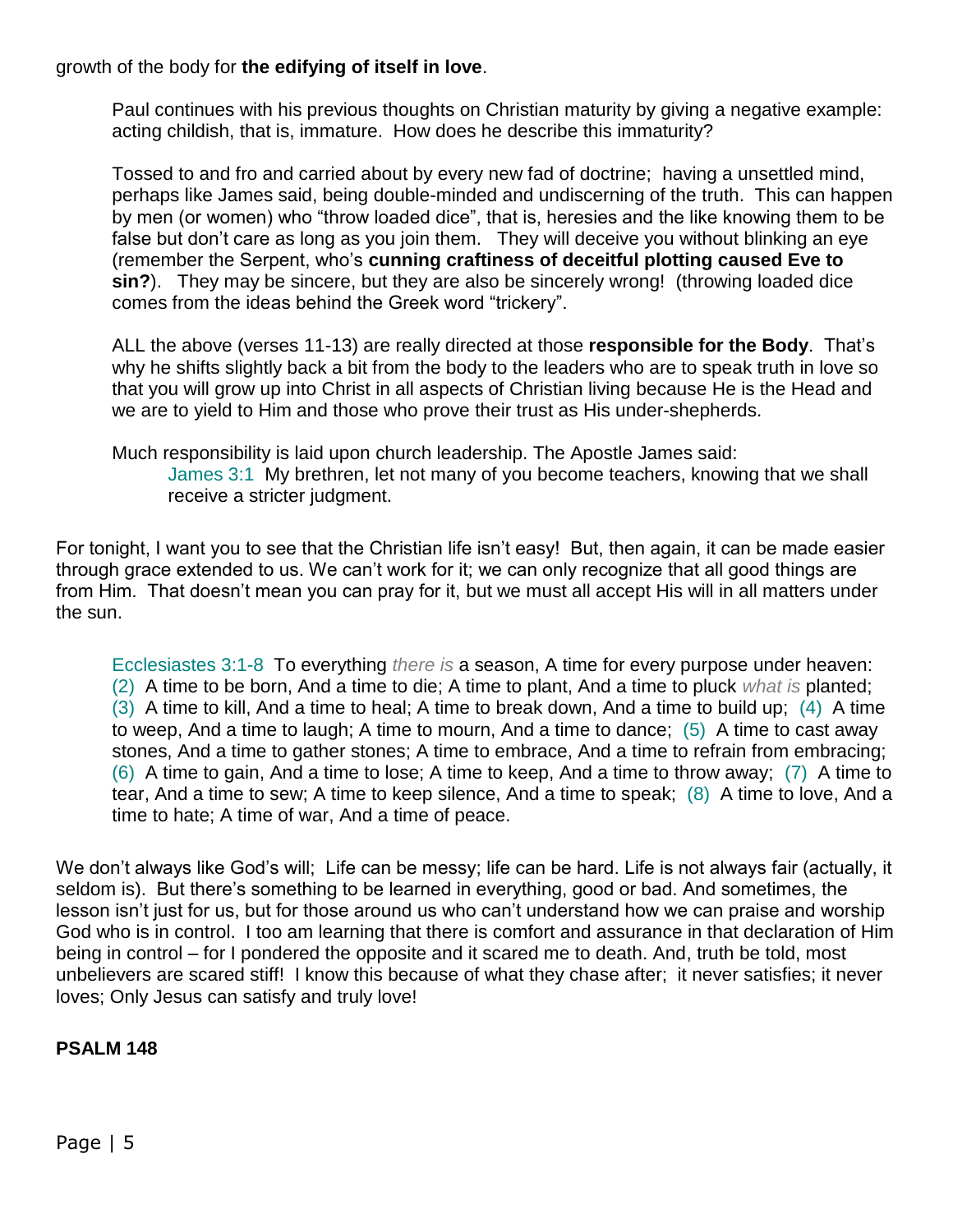growth of the body for **the edifying of itself in love**.

> Paul continues with his previous thoughts on Christian maturity by giving a negative example: acting childish, that is, immature. How does he describe this immaturity?
>
> Tossed to and fro and carried about by every new fad of doctrine; having a unsettled mind, perhaps like James said, being double-minded and undiscerning of the truth. This can happen by men (or women) who "throw loaded dice", that is, heresies and the like knowing them to be false but don't care as long as you join them. They will deceive you without blinking an eye (remember the Serpent, who's **cunning craftiness of deceitful plotting caused Eve to sin?**). They may be sincere, but they are also be sincerely wrong! (throwing loaded dice comes from the ideas behind the Greek word "trickery".
>
> ALL the above (verses 11-13) are really directed at those **responsible for the Body**. That's why he shifts slightly back a bit from the body to the leaders who are to speak truth in love so that you will grow up into Christ in all aspects of Christian living because He is the Head and we are to yield to Him and those who prove their trust as His under-shepherds.
>
> Much responsibility is laid upon church leadership. The Apostle James said:
>
> > James 3:1 My brethren, let not many of you become teachers, knowing that we shall receive a stricter judgment.

For tonight, I want you to see that the Christian life isn't easy! But, then again, it can be made easier through grace extended to us. We can't work for it; we can only recognize that all good things are from Him. That doesn't mean you can pray for it, but we must all accept His will in all matters under the sun.

> Ecclesiastes 3:1-8 To everything *there is* a season, A time for every purpose under heaven: (2) A time to be born, And a time to die; A time to plant, And a time to pluck *what is* planted; (3) A time to kill, And a time to heal; A time to break down, And a time to build up; (4) A time to weep, And a time to laugh; A time to mourn, And a time to dance; (5) A time to cast away stones, And a time to gather stones; A time to embrace, And a time to refrain from embracing; (6) A time to gain, And a time to lose; A time to keep, And a time to throw away; (7) A time to tear, And a time to sew; A time to keep silence, And a time to speak; (8) A time to love, And a time to hate; A time of war, And a time of peace.

We don't always like God's will; Life can be messy; life can be hard. Life is not always fair (actually, it seldom is). But there's something to be learned in everything, good or bad. And sometimes, the lesson isn't just for us, but for those around us who can't understand how we can praise and worship God who is in control. I too am learning that there is comfort and assurance in that declaration of Him being in control – for I pondered the opposite and it scared me to death. And, truth be told, most unbelievers are scared stiff! I know this because of what they chase after; it never satisfies; it never loves; Only Jesus can satisfy and truly love!

**PSALM 148**